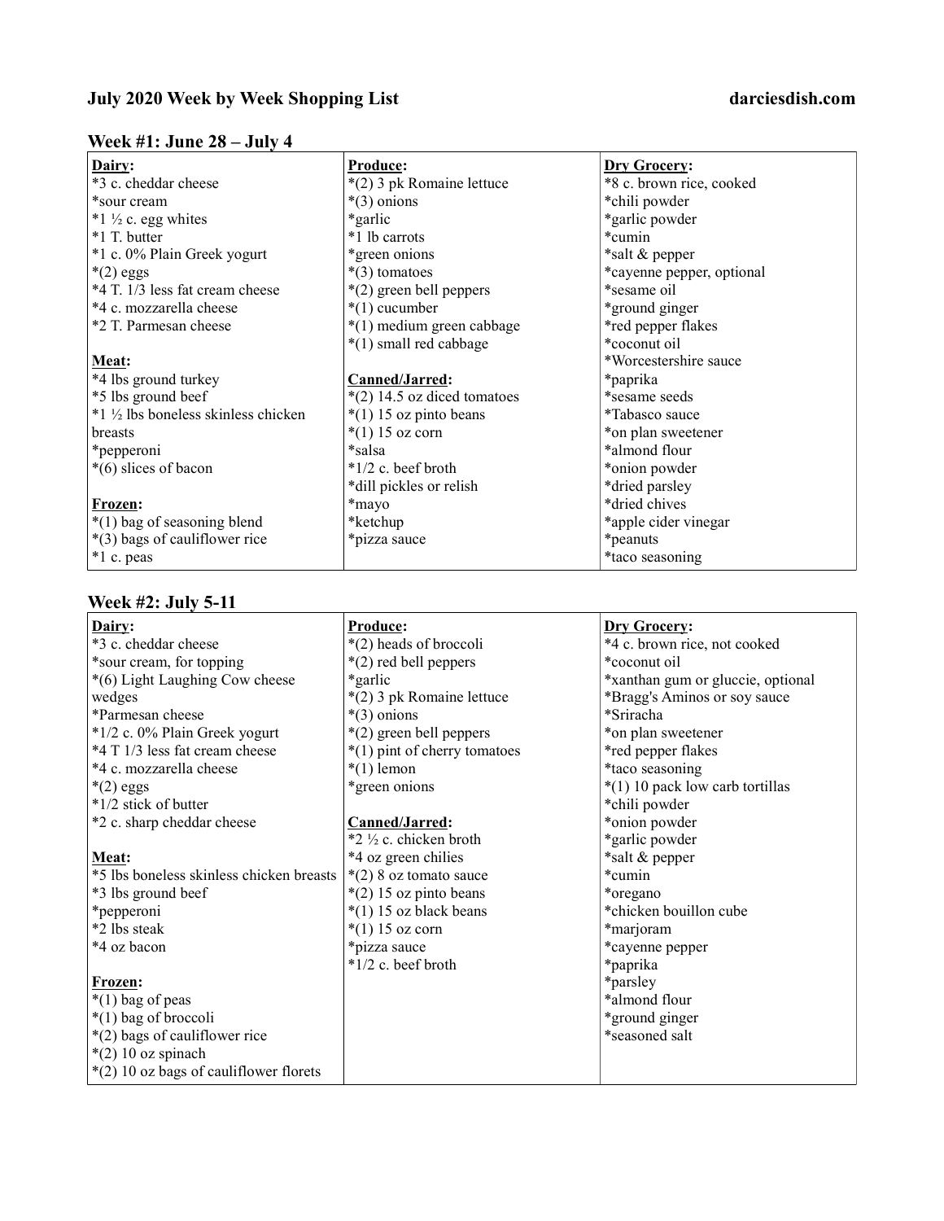# July 2020 Week by Week Shopping List

darciesdish.com

## Week #1: June 28 – July 4

| **Dairy:** | **Produce:** | **Dry Grocery:** |
|---|---|---|
| *3 c. cheddar cheese | *(2) 3 pk Romaine lettuce | *8 c. brown rice, cooked |
| *sour cream | *(3) onions | *chili powder |
| *1 ½ c. egg whites | *garlic | *garlic powder |
| *1 T. butter | *1 lb carrots | *cumin |
| *1 c. 0% Plain Greek yogurt | *green onions | *salt & pepper |
| *(2) eggs | *(3) tomatoes | *cayenne pepper, optional |
| *4 T. 1/3 less fat cream cheese | *(2) green bell peppers | *sesame oil |
| *4 c. mozzarella cheese | *(1) cucumber | *ground ginger |
| *2 T. Parmesan cheese | *(1) medium green cabbage | *red pepper flakes |
| | *(1) small red cabbage | *coconut oil |
| **Meat:** | | *Worcestershire sauce |
| *4 lbs ground turkey | **Canned/Jarred:** | *paprika |
| *5 lbs ground beef | *(2) 14.5 oz diced tomatoes | *sesame seeds |
| *1 ½ lbs boneless skinless chicken breasts | *(1) 15 oz pinto beans | *Tabasco sauce |
| *pepperoni | *(1) 15 oz corn | *on plan sweetener |
| *(6) slices of bacon | *salsa | *almond flour |
| | *1/2 c. beef broth | *onion powder |
| **Frozen:** | *dill pickles or relish | *dried parsley |
| *(1) bag of seasoning blend | *mayo | *dried chives |
| *(3) bags of cauliflower rice | *ketchup | *apple cider vinegar |
| *1 c. peas | *pizza sauce | *peanuts |
| | | *taco seasoning |

## Week #2: July 5-11

| **Dairy:** | **Produce:** | **Dry Grocery:** |
|---|---|---|
| *3 c. cheddar cheese | *(2) heads of broccoli | *4 c. brown rice, not cooked |
| *sour cream, for topping | *(2) red bell peppers | *coconut oil |
| *(6) Light Laughing Cow cheese wedges | *garlic | *xanthan gum or gluccie, optional |
| *Parmesan cheese | *(2) 3 pk Romaine lettuce | *Bragg's Aminos or soy sauce |
| *1/2 c. 0% Plain Greek yogurt | *(3) onions | *Sriracha |
| *4 T 1/3 less fat cream cheese | *(2) green bell peppers | *on plan sweetener |
| *4 c. mozzarella cheese | *(1) pint of cherry tomatoes | *red pepper flakes |
| *(2) eggs | *(1) lemon | *taco seasoning |
| *1/2 stick of butter | *green onions | *(1) 10 pack low carb tortillas |
| *2 c. sharp cheddar cheese | | *chili powder |
| | **Canned/Jarred:** | *onion powder |
| **Meat:** | *2 ½ c. chicken broth | *garlic powder |
| *5 lbs boneless skinless chicken breasts | *4 oz green chilies | *salt & pepper |
| *3 lbs ground beef | *(2) 8 oz tomato sauce | *cumin |
| *pepperoni | *(2) 15 oz pinto beans | *oregano |
| *2 lbs steak | *(1) 15 oz black beans | *chicken bouillon cube |
| *4 oz bacon | *(1) 15 oz corn | *marjoram |
| | *pizza sauce | *cayenne pepper |
| **Frozen:** | *1/2 c. beef broth | *paprika |
| *(1) bag of peas | | *parsley |
| *(1) bag of broccoli | | *almond flour |
| *(2) bags of cauliflower rice | | *ground ginger |
| *(2) 10 oz spinach | | *seasoned salt |
| *(2) 10 oz bags of cauliflower florets | | |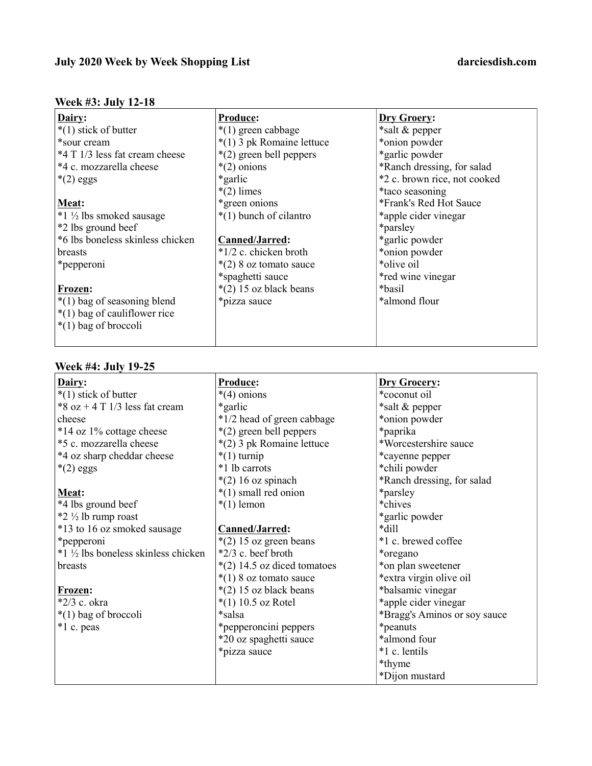### Week #3: July 12-18

| **Dairy:** | **Produce:** | **Dry Groery:** |
|---|---|---|
| *(1) stick of butter | *(1) green cabbage | *salt & pepper |
| *sour cream | *(1) 3 pk Romaine lettuce | *onion powder |
| *4 T 1/3 less fat cream cheese | *(2) green bell peppers | *garlic powder |
| *4 c. mozzarella cheese | *(2) onions | *Ranch dressing, for salad |
| *(2) eggs | *garlic | *2 c. brown rice, not cooked |
| | *(2) limes | *taco seasoning |
| **Meat:** | *green onions | *Frank's Red Hot Sauce |
| *1 ½ lbs smoked sausage | *(1) bunch of cilantro | *apple cider vinegar |
| *2 lbs ground beef | | *parsley |
| *6 lbs boneless skinless chicken breasts | **Canned/Jarred:** | *garlic powder |
| | *1/2 c. chicken broth | *onion powder |
| *pepperoni | *(2) 8 oz tomato sauce | *olive oil |
| | *spaghetti sauce | *red wine vinegar |
| **Frozen:** | *(2) 15 oz black beans | *basil |
| *(1) bag of seasoning blend | *pizza sauce | *almond flour |
| *(1) bag of cauliflower rice | | |
| *(1) bag of broccoli | | |

### Week #4: July 19-25

| **Dairy:** | **Produce:** | **Dry Grocery:** |
|---|---|---|
| *(1) stick of butter | *(4) onions | *coconut oil |
| *8 oz + 4 T 1/3 less fat cream cheese | *garlic | *salt & pepper |
| | *1/2 head of green cabbage | *onion powder |
| *14 oz 1% cottage cheese | *(2) green bell peppers | *paprika |
| *5 c. mozzarella cheese | *(2) 3 pk Romaine lettuce | *Worcestershire sauce |
| *4 oz sharp cheddar cheese | *(1) turnip | *cayenne pepper |
| *(2) eggs | *1 lb carrots | *chili powder |
| | *(2) 16 oz spinach | *Ranch dressing, for salad |
| **Meat:** | *(1) small red onion | *parsley |
| *4 lbs ground beef | *(1) lemon | *chives |
| *2 ½ lb rump roast | | *garlic powder |
| *13 to 16 oz smoked sausage | **Canned/Jarred:** | *dill |
| *pepperoni | *(2) 15 oz green beans | *1 c. brewed coffee |
| *1 ½ lbs boneless skinless chicken breasts | *2/3 c. beef broth | *oregano |
| | *(2) 14.5 oz diced tomatoes | *on plan sweetener |
| | *(1) 8 oz tomato sauce | *extra virgin olive oil |
| **Frozen:** | *(2) 15 oz black beans | *balsamic vinegar |
| *2/3 c. okra | *(1) 10.5 oz Rotel | *apple cider vinegar |
| *(1) bag of broccoli | *salsa | *Bragg's Aminos or soy sauce |
| *1 c. peas | *pepperoncini peppers | *peanuts |
| | *20 oz spaghetti sauce | *almond four |
| | *pizza sauce | *1 c. lentils |
| | | *thyme |
| | | *Dijon mustard |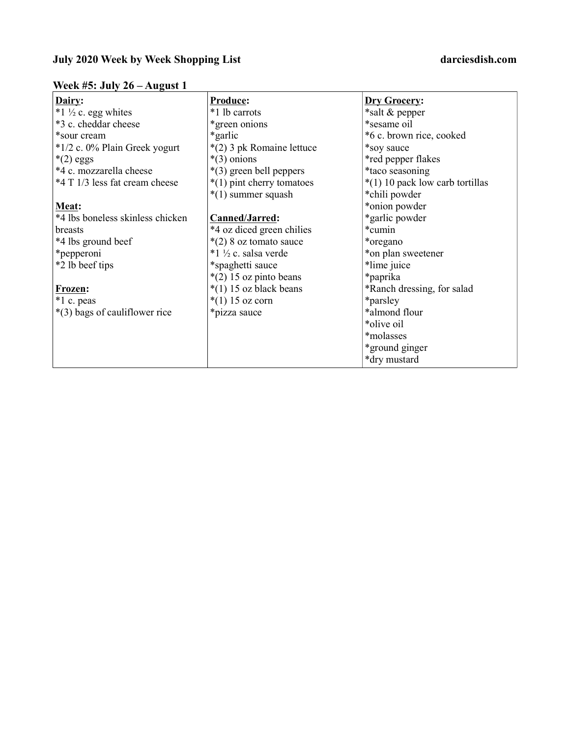## Week #5: July 26 – August 1

| | | |
|---|---|---|
| **Dairy:** | **Produce:** | **Dry Grocery:** |
| *1 ½ c. egg whites | *1 lb carrots | *salt & pepper |
| *3 c. cheddar cheese | *green onions | *sesame oil |
| *sour cream | *garlic | *6 c. brown rice, cooked |
| *1/2 c. 0% Plain Greek yogurt | *(2) 3 pk Romaine lettuce | *soy sauce |
| *(2) eggs | *(3) onions | *red pepper flakes |
| *4 c. mozzarella cheese | *(3) green bell peppers | *taco seasoning |
| *4 T 1/3 less fat cream cheese | *(1) pint cherry tomatoes | *(1) 10 pack low carb tortillas |
| | *(1) summer squash | *chili powder |
| **Meat:** | | *onion powder |
| *4 lbs boneless skinless chicken breasts | **Canned/Jarred:** | *garlic powder |
| *4 lbs ground beef | *4 oz diced green chilies | *cumin |
| *pepperoni | *(2) 8 oz tomato sauce | *oregano |
| *2 lb beef tips | *1 ½ c. salsa verde | *on plan sweetener |
| | *spaghetti sauce | *lime juice |
| **Frozen:** | *(2) 15 oz pinto beans | *paprika |
| *1 c. peas | *(1) 15 oz black beans | *Ranch dressing, for salad |
| *(3) bags of cauliflower rice | *(1) 15 oz corn | *parsley |
| | *pizza sauce | *almond flour |
| | | *olive oil |
| | | *molasses |
| | | *ground ginger |
| | | *dry mustard |